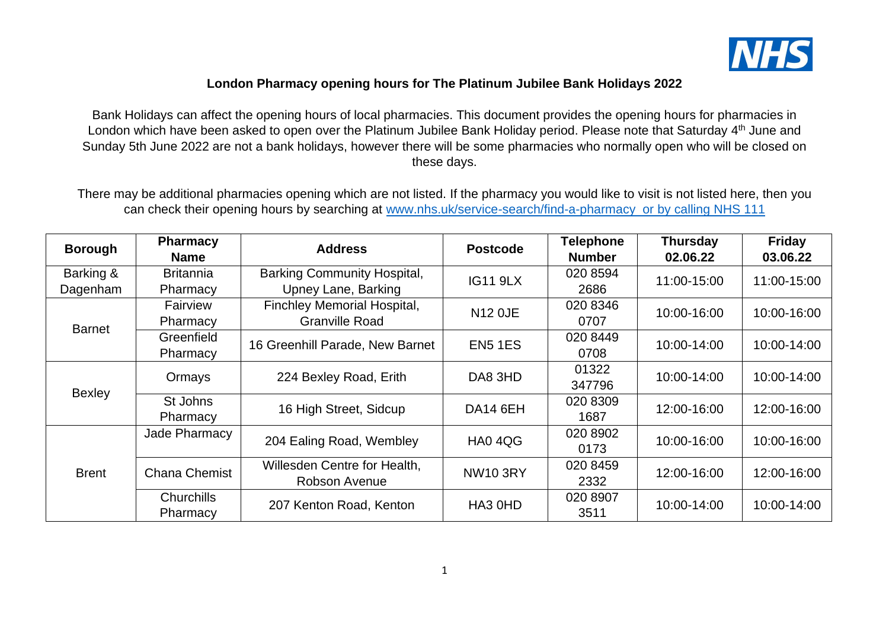NHS

## London Pharmacy opening hours for The Platinum Jubilee Bank Holidays 2022

Bank Holidays can affect the opening hours of local pharmacies. This document provides the opening hours for pharmacies in London which have been asked to open over the Platinum Jubilee Bank Holiday period. Please note that Saturday 4th June and Sunday 5th June 2022 are not a bank holidays, however there will be some pharmacies who normally open who will be closed on these days.

There may be additional pharmacies opening which are not listed. If the pharmacy you would like to visit is not listed here, then you can check their opening hours by searching at www.nhs.uk/service-search/find-a-pharmacy or by calling NHS 111

| Borough | Pharmacy Name | Address | Postcode | Telephone Number | Thursday 02.06.22 | Friday 03.06.22 |
|---|---|---|---|---|---|---|
| Barking & Dagenham | Britannia Pharmacy | Barking Community Hospital, Upney Lane, Barking | IG11 9LX | 020 8594 2686 | 11:00-15:00 | 11:00-15:00 |
| Barnet | Fairview Pharmacy | Finchley Memorial Hospital, Granville Road | N12 0JE | 020 8346 0707 | 10:00-16:00 | 10:00-16:00 |
| | Greenfield Pharmacy | 16 Greenhill Parade, New Barnet | EN5 1ES | 020 8449 0708 | 10:00-14:00 | 10:00-14:00 |
| Bexley | Ormays | 224 Bexley Road, Erith | DA8 3HD | 01322 347796 | 10:00-14:00 | 10:00-14:00 |
| | St Johns Pharmacy | 16 High Street, Sidcup | DA14 6EH | 020 8309 1687 | 12:00-16:00 | 12:00-16:00 |
| Brent | Jade Pharmacy | 204 Ealing Road, Wembley | HA0 4QG | 020 8902 0173 | 10:00-16:00 | 10:00-16:00 |
| | Chana Chemist | Willesden Centre for Health, Robson Avenue | NW10 3RY | 020 8459 2332 | 12:00-16:00 | 12:00-16:00 |
| | Churchills Pharmacy | 207 Kenton Road, Kenton | HA3 0HD | 020 8907 3511 | 10:00-14:00 | 10:00-14:00 |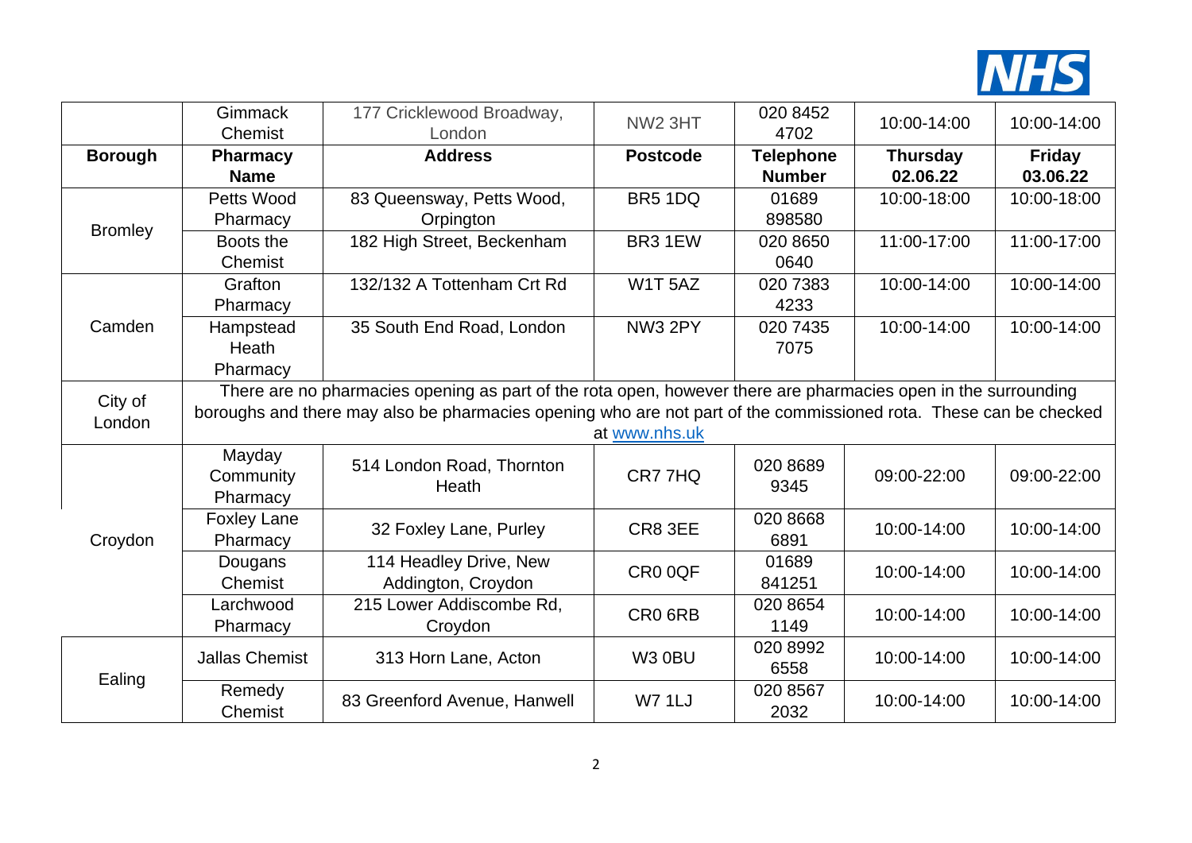| | Gimmack Chemist | 177 Cricklewood Broadway, London | NW2 3HT | 020 8452 4702 | 10:00-14:00 | 10:00-14:00 |
|---|---|---|---|---|---|---|
| **Borough** | **Pharmacy Name** | **Address** | **Postcode** | **Telephone Number** | **Thursday 02.06.22** | **Friday 03.06.22** |
| Bromley | Petts Wood Pharmacy | 83 Queensway, Petts Wood, Orpington | BR5 1DQ | 01689 898580 | 10:00-18:00 | 10:00-18:00 |
| | Boots the Chemist | 182 High Street, Beckenham | BR3 1EW | 020 8650 0640 | 11:00-17:00 | 11:00-17:00 |
| Camden | Grafton Pharmacy | 132/132 A Tottenham Crt Rd | W1T 5AZ | 020 7383 4233 | 10:00-14:00 | 10:00-14:00 |
| | Hampstead Heath Pharmacy | 35 South End Road, London | NW3 2PY | 020 7435 7075 | 10:00-14:00 | 10:00-14:00 |
| City of London | There are no pharmacies opening as part of the rota open, however there are pharmacies open in the surrounding boroughs and there may also be pharmacies opening who are not part of the commissioned rota. These can be checked at www.nhs.uk | | | | | |
| Croydon | Mayday Community Pharmacy | 514 London Road, Thornton Heath | CR7 7HQ | 020 8689 9345 | 09:00-22:00 | 09:00-22:00 |
| | Foxley Lane Pharmacy | 32 Foxley Lane, Purley | CR8 3EE | 020 8668 6891 | 10:00-14:00 | 10:00-14:00 |
| | Dougans Chemist | 114 Headley Drive, New Addington, Croydon | CR0 0QF | 01689 841251 | 10:00-14:00 | 10:00-14:00 |
| | Larchwood Pharmacy | 215 Lower Addiscombe Rd, Croydon | CR0 6RB | 020 8654 1149 | 10:00-14:00 | 10:00-14:00 |
| Ealing | Jallas Chemist | 313 Horn Lane, Acton | W3 0BU | 020 8992 6558 | 10:00-14:00 | 10:00-14:00 |
| | Remedy Chemist | 83 Greenford Avenue, Hanwell | W7 1LJ | 020 8567 2032 | 10:00-14:00 | 10:00-14:00 |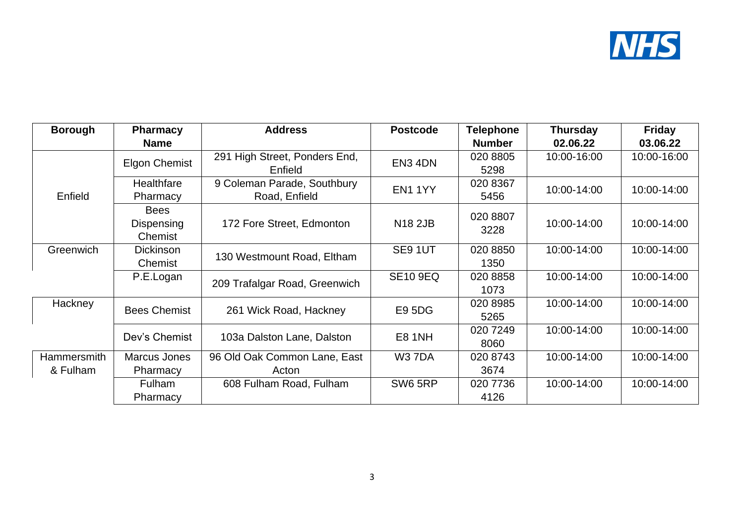| Borough | Pharmacy Name | Address | Postcode | Telephone Number | Thursday 02.06.22 | Friday 03.06.22 |
|---|---|---|---|---|---|---|
| Enfield | Elgon Chemist | 291 High Street, Ponders End, Enfield | EN3 4DN | 020 8805 5298 | 10:00-16:00 | 10:00-16:00 |
| | Healthfare Pharmacy | 9 Coleman Parade, Southbury Road, Enfield | EN1 1YY | 020 8367 5456 | 10:00-14:00 | 10:00-14:00 |
| | Bees Dispensing Chemist | 172 Fore Street, Edmonton | N18 2JB | 020 8807 3228 | 10:00-14:00 | 10:00-14:00 |
| Greenwich | Dickinson Chemist | 130 Westmount Road, Eltham | SE9 1UT | 020 8850 1350 | 10:00-14:00 | 10:00-14:00 |
| | P.E.Logan | 209 Trafalgar Road, Greenwich | SE10 9EQ | 020 8858 1073 | 10:00-14:00 | 10:00-14:00 |
| Hackney | Bees Chemist | 261 Wick Road, Hackney | E9 5DG | 020 8985 5265 | 10:00-14:00 | 10:00-14:00 |
| | Dev's Chemist | 103a Dalston Lane, Dalston | E8 1NH | 020 7249 8060 | 10:00-14:00 | 10:00-14:00 |
| Hammersmith & Fulham | Marcus Jones Pharmacy | 96 Old Oak Common Lane, East Acton | W3 7DA | 020 8743 3674 | 10:00-14:00 | 10:00-14:00 |
| | Fulham Pharmacy | 608 Fulham Road, Fulham | SW6 5RP | 020 7736 4126 | 10:00-14:00 | 10:00-14:00 |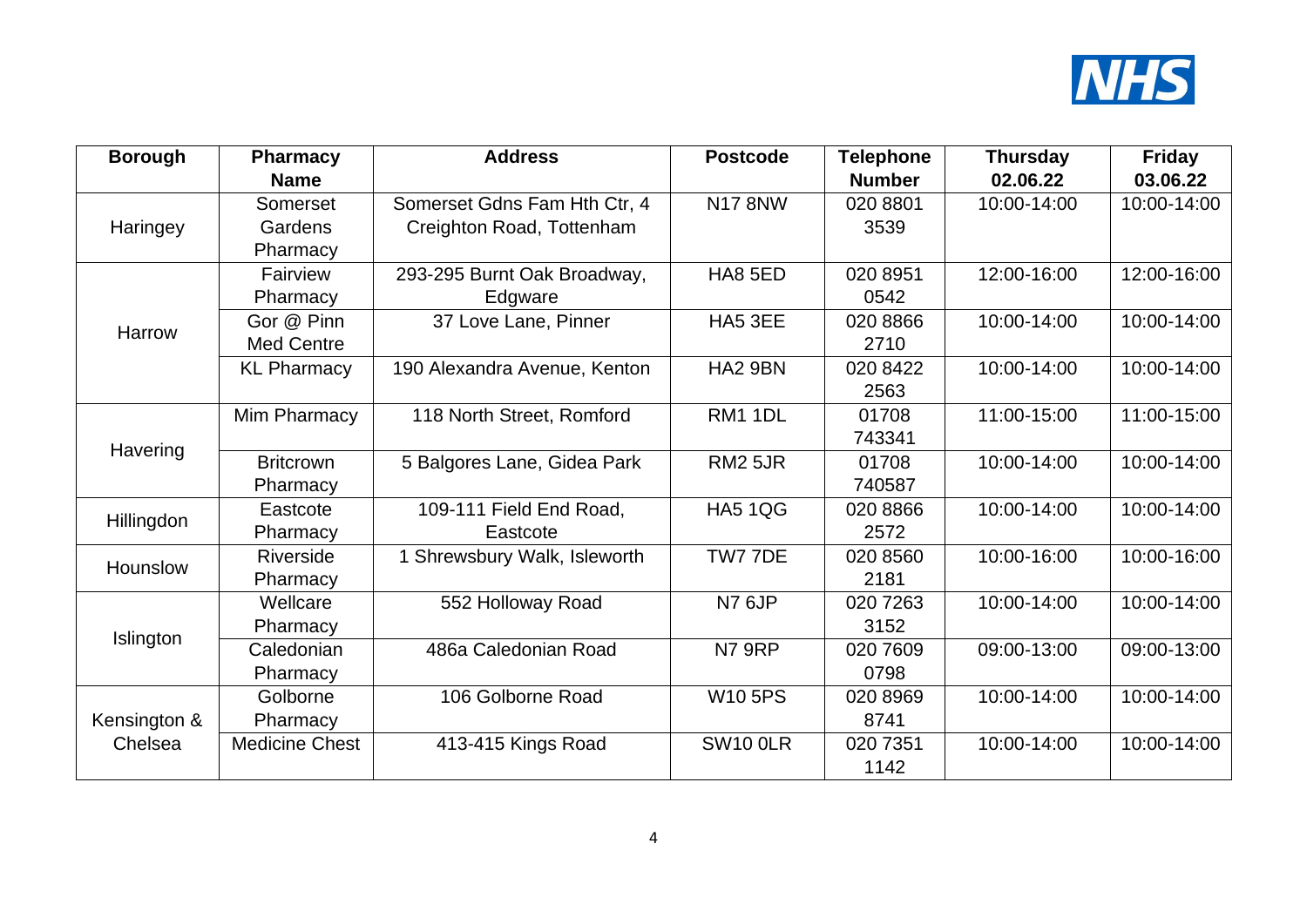| Borough | Pharmacy Name | Address | Postcode | Telephone Number | Thursday 02.06.22 | Friday 03.06.22 |
|---|---|---|---|---|---|---|
| Haringey | Somerset Gardens Pharmacy | Somerset Gdns Fam Hth Ctr, 4 Creighton Road, Tottenham | N17 8NW | 020 8801 3539 | 10:00-14:00 | 10:00-14:00 |
| Harrow | Fairview Pharmacy | 293-295 Burnt Oak Broadway, Edgware | HA8 5ED | 020 8951 0542 | 12:00-16:00 | 12:00-16:00 |
| | Gor @ Pinn Med Centre | 37 Love Lane, Pinner | HA5 3EE | 020 8866 2710 | 10:00-14:00 | 10:00-14:00 |
| | KL Pharmacy | 190 Alexandra Avenue, Kenton | HA2 9BN | 020 8422 2563 | 10:00-14:00 | 10:00-14:00 |
| Havering | Mim Pharmacy | 118 North Street, Romford | RM1 1DL | 01708 743341 | 11:00-15:00 | 11:00-15:00 |
| | Britcrown Pharmacy | 5 Balgores Lane, Gidea Park | RM2 5JR | 01708 740587 | 10:00-14:00 | 10:00-14:00 |
| Hillingdon | Eastcote Pharmacy | 109-111 Field End Road, Eastcote | HA5 1QG | 020 8866 2572 | 10:00-14:00 | 10:00-14:00 |
| Hounslow | Riverside Pharmacy | 1 Shrewsbury Walk, Isleworth | TW7 7DE | 020 8560 2181 | 10:00-16:00 | 10:00-16:00 |
| Islington | Wellcare Pharmacy | 552 Holloway Road | N7 6JP | 020 7263 3152 | 10:00-14:00 | 10:00-14:00 |
| | Caledonian Pharmacy | 486a Caledonian Road | N7 9RP | 020 7609 0798 | 09:00-13:00 | 09:00-13:00 |
| Kensington & Chelsea | Golborne Pharmacy | 106 Golborne Road | W10 5PS | 020 8969 8741 | 10:00-14:00 | 10:00-14:00 |
| | Medicine Chest | 413-415 Kings Road | SW10 0LR | 020 7351 1142 | 10:00-14:00 | 10:00-14:00 |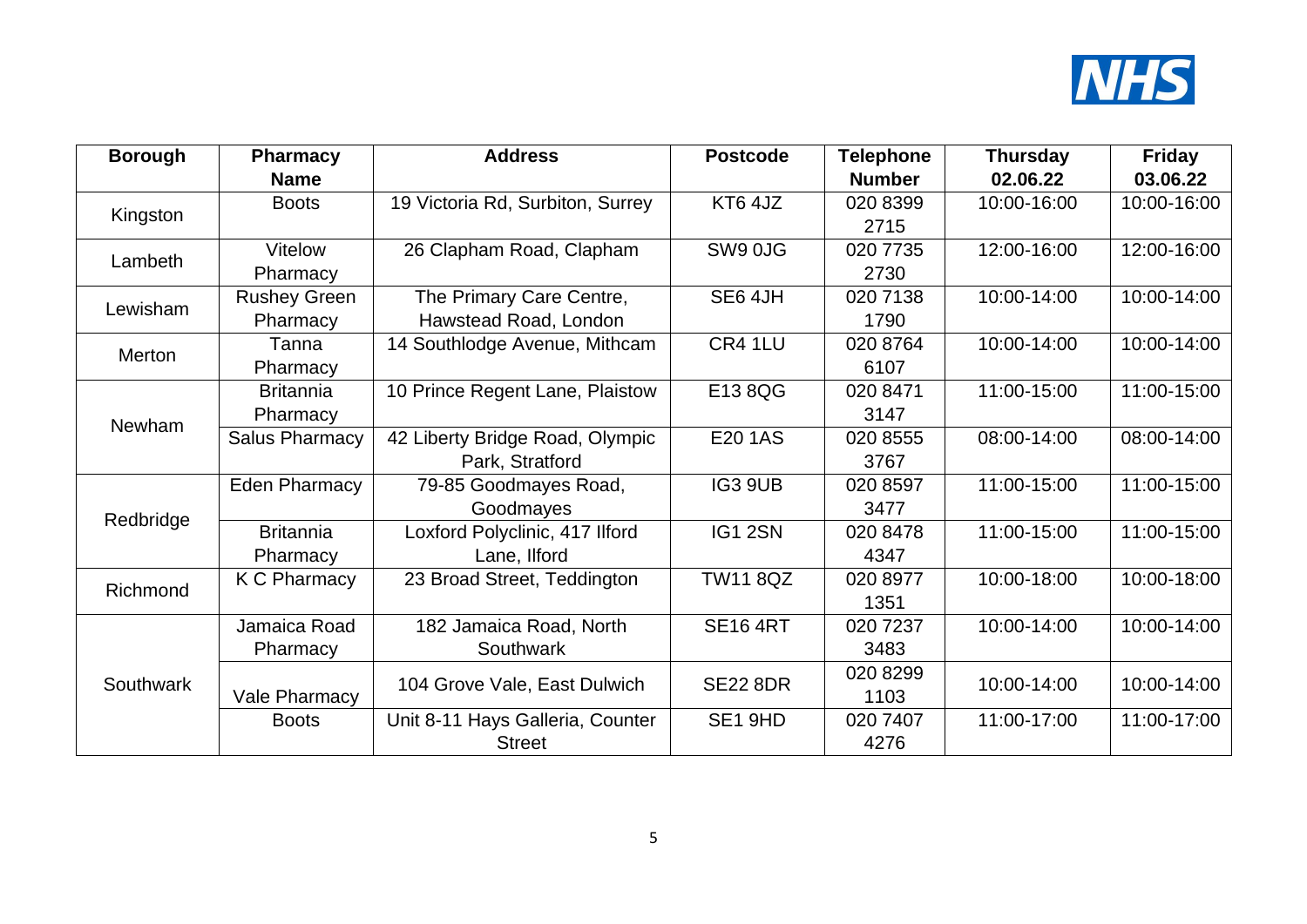| Borough | Pharmacy Name | Address | Postcode | Telephone Number | Thursday 02.06.22 | Friday 03.06.22 |
|---|---|---|---|---|---|---|
| Kingston | Boots | 19 Victoria Rd, Surbiton, Surrey | KT6 4JZ | 020 8399 2715 | 10:00-16:00 | 10:00-16:00 |
| Lambeth | Vitelow Pharmacy | 26 Clapham Road, Clapham | SW9 0JG | 020 7735 2730 | 12:00-16:00 | 12:00-16:00 |
| Lewisham | Rushey Green Pharmacy | The Primary Care Centre, Hawstead Road, London | SE6 4JH | 020 7138 1790 | 10:00-14:00 | 10:00-14:00 |
| Merton | Tanna Pharmacy | 14 Southlodge Avenue, Mithcam | CR4 1LU | 020 8764 6107 | 10:00-14:00 | 10:00-14:00 |
| Newham | Britannia Pharmacy | 10 Prince Regent Lane, Plaistow | E13 8QG | 020 8471 3147 | 11:00-15:00 | 11:00-15:00 |
| | Salus Pharmacy | 42 Liberty Bridge Road, Olympic Park, Stratford | E20 1AS | 020 8555 3767 | 08:00-14:00 | 08:00-14:00 |
| Redbridge | Eden Pharmacy | 79-85 Goodmayes Road, Goodmayes | IG3 9UB | 020 8597 3477 | 11:00-15:00 | 11:00-15:00 |
| | Britannia Pharmacy | Loxford Polyclinic, 417 Ilford Lane, Ilford | IG1 2SN | 020 8478 4347 | 11:00-15:00 | 11:00-15:00 |
| Richmond | K C Pharmacy | 23 Broad Street, Teddington | TW11 8QZ | 020 8977 1351 | 10:00-18:00 | 10:00-18:00 |
| Southwark | Jamaica Road Pharmacy | 182 Jamaica Road, North Southwark | SE16 4RT | 020 7237 3483 | 10:00-14:00 | 10:00-14:00 |
| | Vale Pharmacy | 104 Grove Vale, East Dulwich | SE22 8DR | 020 8299 1103 | 10:00-14:00 | 10:00-14:00 |
| | Boots | Unit 8-11 Hays Galleria, Counter Street | SE1 9HD | 020 7407 4276 | 11:00-17:00 | 11:00-17:00 |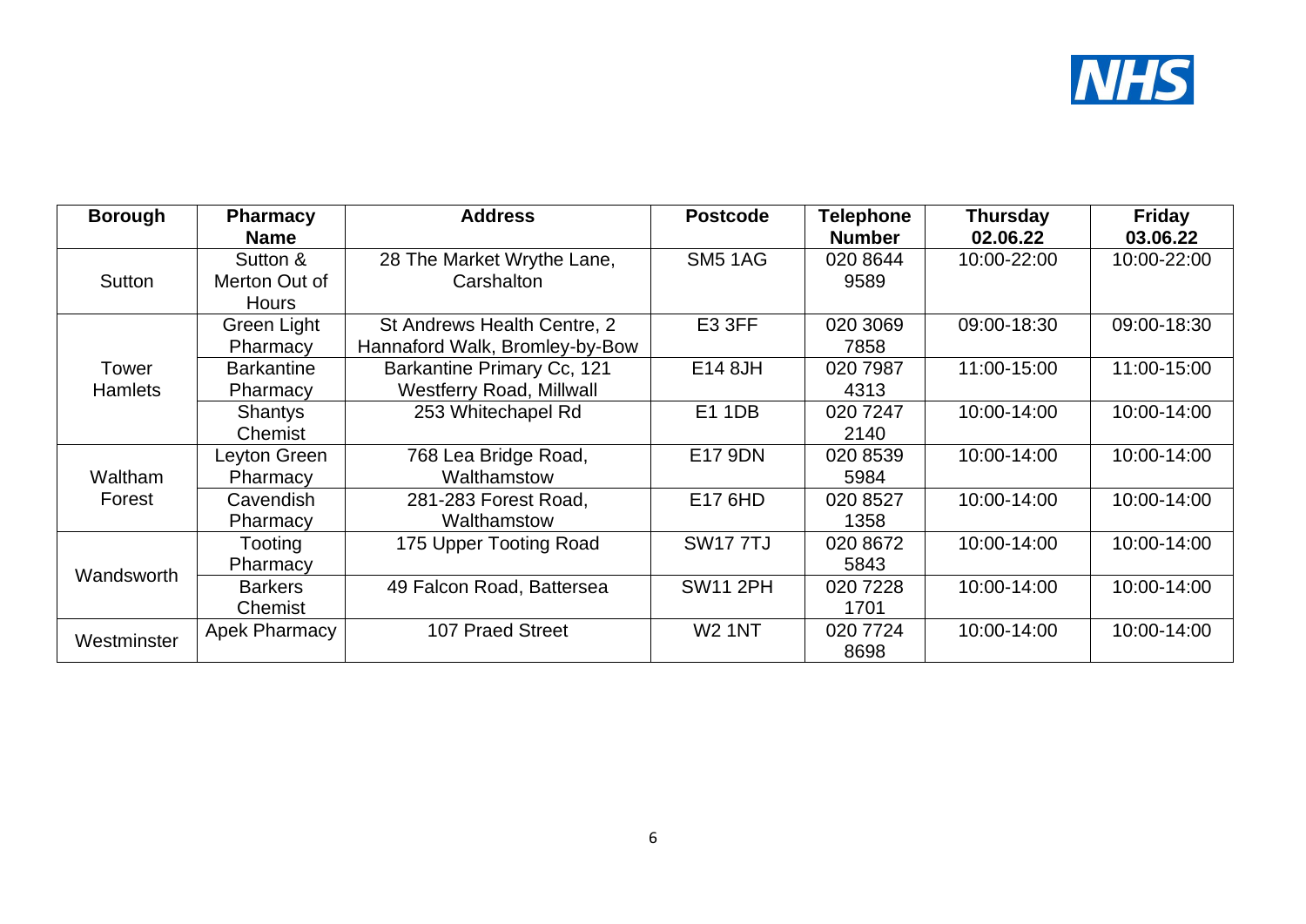| Borough | Pharmacy Name | Address | Postcode | Telephone Number | Thursday 02.06.22 | Friday 03.06.22 |
|---|---|---|---|---|---|---|
| Sutton | Sutton & Merton Out of Hours | 28 The Market Wrythe Lane, Carshalton | SM5 1AG | 020 8644 9589 | 10:00-22:00 | 10:00-22:00 |
| Tower Hamlets | Green Light Pharmacy | St Andrews Health Centre, 2 Hannaford Walk, Bromley-by-Bow | E3 3FF | 020 3069 7858 | 09:00-18:30 | 09:00-18:30 |
| | Barkantine Pharmacy | Barkantine Primary Cc, 121 Westferry Road, Millwall | E14 8JH | 020 7987 4313 | 11:00-15:00 | 11:00-15:00 |
| | Shantys Chemist | 253 Whitechapel Rd | E1 1DB | 020 7247 2140 | 10:00-14:00 | 10:00-14:00 |
| Waltham Forest | Leyton Green Pharmacy | 768 Lea Bridge Road, Walthamstow | E17 9DN | 020 8539 5984 | 10:00-14:00 | 10:00-14:00 |
| | Cavendish Pharmacy | 281-283 Forest Road, Walthamstow | E17 6HD | 020 8527 1358 | 10:00-14:00 | 10:00-14:00 |
| Wandsworth | Tooting Pharmacy | 175 Upper Tooting Road | SW17 7TJ | 020 8672 5843 | 10:00-14:00 | 10:00-14:00 |
| | Barkers Chemist | 49 Falcon Road, Battersea | SW11 2PH | 020 7228 1701 | 10:00-14:00 | 10:00-14:00 |
| Westminster | Apek Pharmacy | 107 Praed Street | W2 1NT | 020 7724 8698 | 10:00-14:00 | 10:00-14:00 |